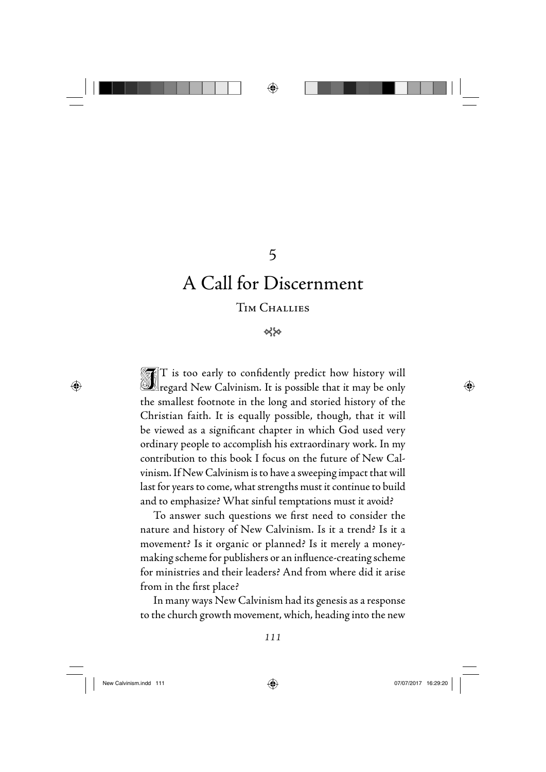# 5

# A Call for Discernment

Tim Challies

IT is too early to confidently predict how history will regard New Calvinism. It is possible that it may be only the smallest footnote in the long and storied history of the Christian faith. It is equally possible, though, that it will be viewed as a significant chapter in which God used very ordinary people to accomplish his extraordinary work. In my contribution to this book I focus on the future of New Calvinism. If New Calvinism is to have a sweeping impact that will last for years to come, what strengths must it continue to build and to emphasize? What sinful temptations must it avoid?

To answer such questions we first need to consider the nature and history of New Calvinism. Is it a trend? Is it a movement? Is it organic or planned? Is it merely a money-making scheme for publishers or an influence-creating scheme for ministries and their leaders? And from where did it arise from in the first place?

In many ways New Calvinism had its genesis as a response to the church growth movement, which, heading into the new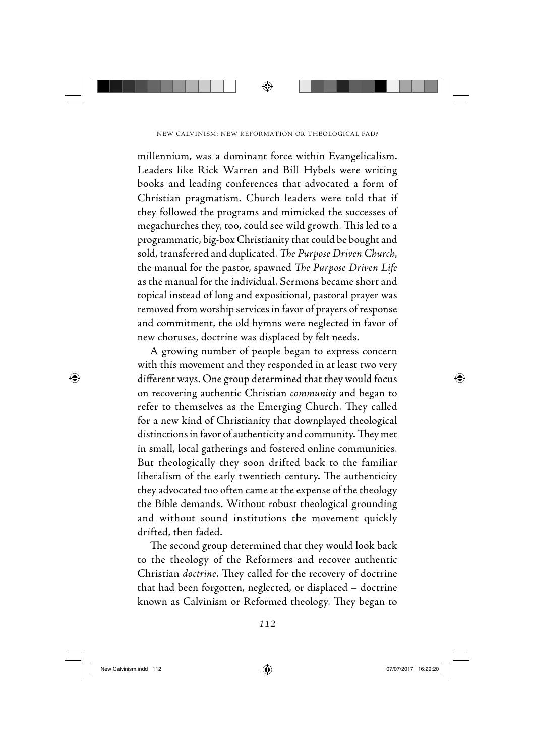millennium, was a dominant force within Evangelicalism. Leaders like Rick Warren and Bill Hybels were writing books and leading conferences that advocated a form of Christian pragmatism. Church leaders were told that if they followed the programs and mimicked the successes of megachurches they, too, could see wild growth. This led to a programmatic, big-box Christianity that could be bought and sold, transferred and duplicated. *The Purpose Driven Church*, the manual for the pastor, spawned *The Purpose Driven Life* as the manual for the individual. Sermons became short and topical instead of long and expositional, pastoral prayer was removed from worship services in favor of prayers of response and commitment, the old hymns were neglected in favor of new choruses, doctrine was displaced by felt needs.

A growing number of people began to express concern with this movement and they responded in at least two very different ways. One group determined that they would focus on recovering authentic Christian *community* and began to refer to themselves as the Emerging Church. They called for a new kind of Christianity that downplayed theological distinctions in favor of authenticity and community. They met in small, local gatherings and fostered online communities. But theologically they soon drifted back to the familiar liberalism of the early twentieth century. The authenticity they advocated too often came at the expense of the theology the Bible demands. Without robust theological grounding and without sound institutions the movement quickly drifted, then faded.

The second group determined that they would look back to the theology of the Reformers and recover authentic Christian *doctrine*. They called for the recovery of doctrine that had been forgotten, neglected, or displaced – doctrine known as Calvinism or Reformed theology. They began to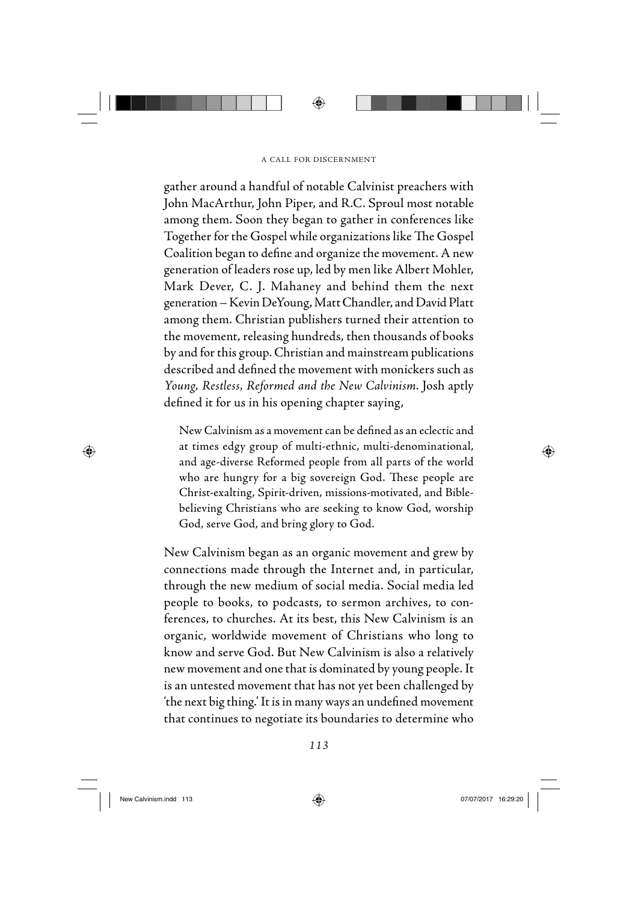gather around a handful of notable Calvinist preachers with John MacArthur, John Piper, and R.C. Sproul most notable among them. Soon they began to gather in conferences like Together for the Gospel while organizations like The Gospel Coalition began to define and organize the movement. A new generation of leaders rose up, led by men like Albert Mohler, Mark Dever, C. J. Mahaney and behind them the next generation – Kevin DeYoung, Matt Chandler, and David Platt among them. Christian publishers turned their attention to the movement, releasing hundreds, then thousands of books by and for this group. Christian and mainstream publications described and defined the movement with monickers such as *Young, Restless, Reformed and the New Calvinism*. Josh aptly defined it for us in his opening chapter saying,

> New Calvinism as a movement can be defined as an eclectic and at times edgy group of multi-ethnic, multi-denominational, and age-diverse Reformed people from all parts of the world who are hungry for a big sovereign God. These people are Christ-exalting, Spirit-driven, missions-motivated, and Bible-believing Christians who are seeking to know God, worship God, serve God, and bring glory to God.

New Calvinism began as an organic movement and grew by connections made through the Internet and, in particular, through the new medium of social media. Social media led people to books, to podcasts, to sermon archives, to conferences, to churches. At its best, this New Calvinism is an organic, worldwide movement of Christians who long to know and serve God. But New Calvinism is also a relatively new movement and one that is dominated by young people. It is an untested movement that has not yet been challenged by 'the next big thing.' It is in many ways an undefined movement that continues to negotiate its boundaries to determine who